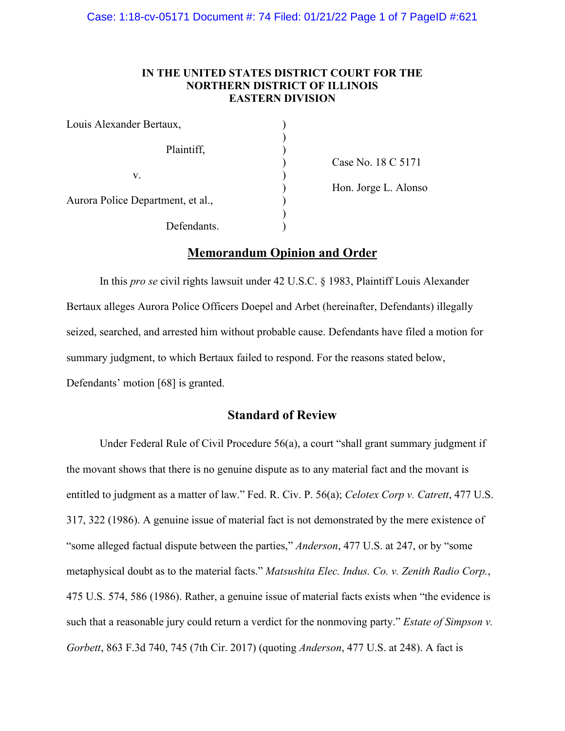**IN THE UNITED STATES DISTRICT COURT FOR THE**
**NORTHERN DISTRICT OF ILLINOIS**
**EASTERN DIVISION**

| | | |
|---|---|---|
| Louis Alexander Bertaux, | ) | |
| | ) | |
| Plaintiff, | ) | |
| | ) | Case No. 18 C 5171 |
| v. | ) | |
| | ) | Hon. Jorge L. Alonso |
| Aurora Police Department, et al., | ) | |
| | ) | |
| Defendants. | ) | |

## Memorandum Opinion and Order

In this *pro se* civil rights lawsuit under 42 U.S.C. § 1983, Plaintiff Louis Alexander Bertaux alleges Aurora Police Officers Doepel and Arbet (hereinafter, Defendants) illegally seized, searched, and arrested him without probable cause. Defendants have filed a motion for summary judgment, to which Bertaux failed to respond. For the reasons stated below, Defendants' motion [68] is granted.

## Standard of Review

Under Federal Rule of Civil Procedure 56(a), a court "shall grant summary judgment if the movant shows that there is no genuine dispute as to any material fact and the movant is entitled to judgment as a matter of law." Fed. R. Civ. P. 56(a); *Celotex Corp v. Catrett*, 477 U.S. 317, 322 (1986). A genuine issue of material fact is not demonstrated by the mere existence of "some alleged factual dispute between the parties," *Anderson*, 477 U.S. at 247, or by "some metaphysical doubt as to the material facts." *Matsushita Elec. Indus. Co. v. Zenith Radio Corp.*, 475 U.S. 574, 586 (1986). Rather, a genuine issue of material facts exists when "the evidence is such that a reasonable jury could return a verdict for the nonmoving party." *Estate of Simpson v. Gorbett*, 863 F.3d 740, 745 (7th Cir. 2017) (quoting *Anderson*, 477 U.S. at 248). A fact is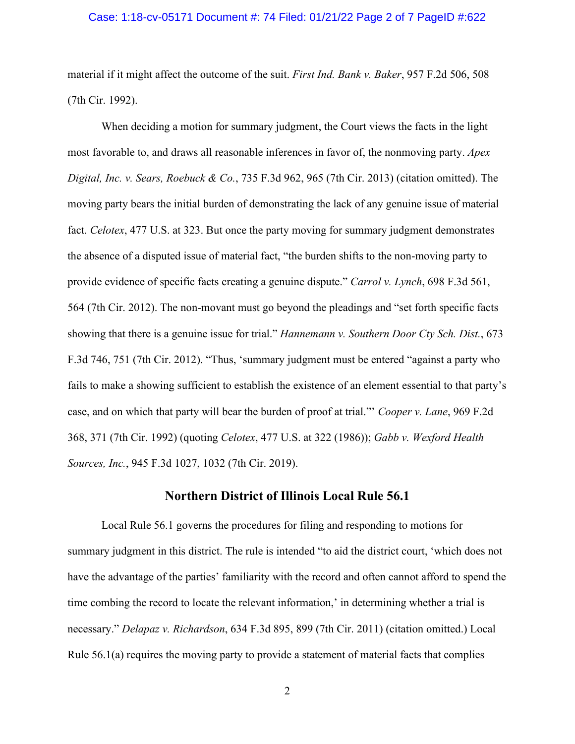material if it might affect the outcome of the suit. *First Ind. Bank v. Baker*, 957 F.2d 506, 508 (7th Cir. 1992).

When deciding a motion for summary judgment, the Court views the facts in the light most favorable to, and draws all reasonable inferences in favor of, the nonmoving party. *Apex Digital, Inc. v. Sears, Roebuck & Co.*, 735 F.3d 962, 965 (7th Cir. 2013) (citation omitted). The moving party bears the initial burden of demonstrating the lack of any genuine issue of material fact. *Celotex*, 477 U.S. at 323. But once the party moving for summary judgment demonstrates the absence of a disputed issue of material fact, "the burden shifts to the non-moving party to provide evidence of specific facts creating a genuine dispute." *Carrol v. Lynch*, 698 F.3d 561, 564 (7th Cir. 2012). The non-movant must go beyond the pleadings and "set forth specific facts showing that there is a genuine issue for trial." *Hannemann v. Southern Door Cty Sch. Dist.*, 673 F.3d 746, 751 (7th Cir. 2012). "Thus, 'summary judgment must be entered "against a party who fails to make a showing sufficient to establish the existence of an element essential to that party's case, and on which that party will bear the burden of proof at trial."' *Cooper v. Lane*, 969 F.2d 368, 371 (7th Cir. 1992) (quoting *Celotex*, 477 U.S. at 322 (1986)); *Gabb v. Wexford Health Sources, Inc.*, 945 F.3d 1027, 1032 (7th Cir. 2019).

## Northern District of Illinois Local Rule 56.1

Local Rule 56.1 governs the procedures for filing and responding to motions for summary judgment in this district. The rule is intended "to aid the district court, 'which does not have the advantage of the parties' familiarity with the record and often cannot afford to spend the time combing the record to locate the relevant information,' in determining whether a trial is necessary." *Delapaz v. Richardson*, 634 F.3d 895, 899 (7th Cir. 2011) (citation omitted.) Local Rule 56.1(a) requires the moving party to provide a statement of material facts that complies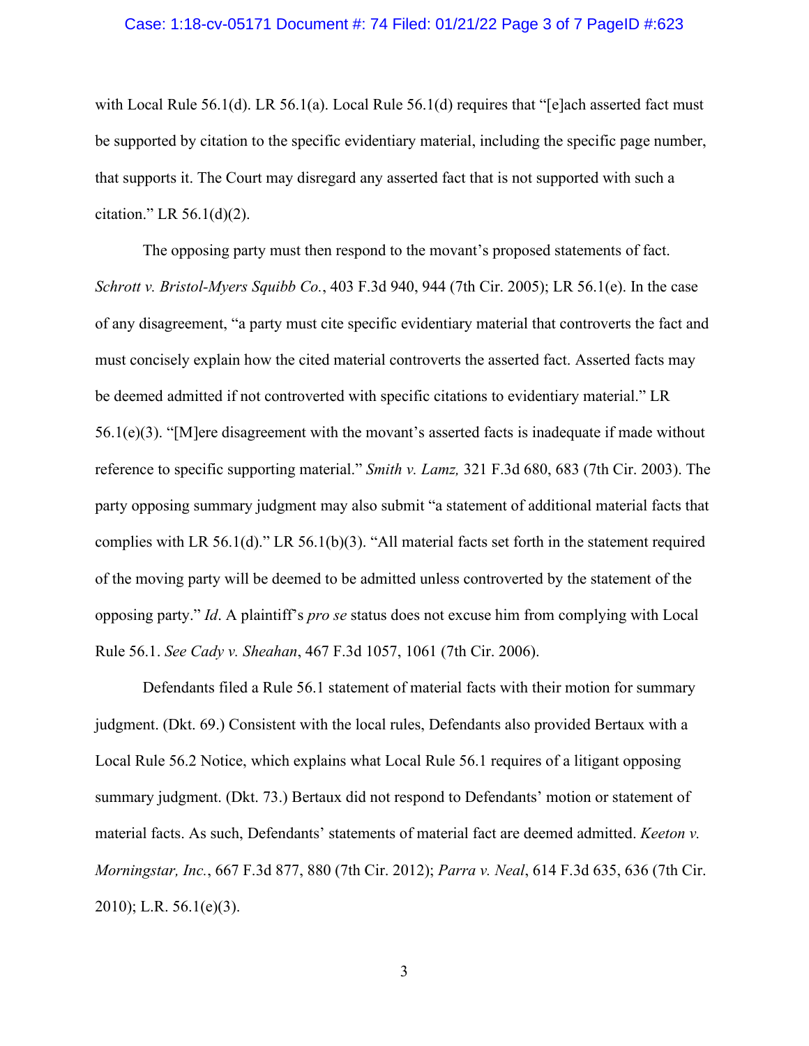with Local Rule 56.1(d). LR 56.1(a). Local Rule 56.1(d) requires that "[e]ach asserted fact must be supported by citation to the specific evidentiary material, including the specific page number, that supports it. The Court may disregard any asserted fact that is not supported with such a citation." LR 56.1(d)(2).

The opposing party must then respond to the movant's proposed statements of fact. *Schrott v. Bristol-Myers Squibb Co.*, 403 F.3d 940, 944 (7th Cir. 2005); LR 56.1(e). In the case of any disagreement, "a party must cite specific evidentiary material that controverts the fact and must concisely explain how the cited material controverts the asserted fact. Asserted facts may be deemed admitted if not controverted with specific citations to evidentiary material." LR 56.1(e)(3). "[M]ere disagreement with the movant's asserted facts is inadequate if made without reference to specific supporting material." *Smith v. Lamz,* 321 F.3d 680, 683 (7th Cir. 2003). The party opposing summary judgment may also submit "a statement of additional material facts that complies with LR 56.1(d)." LR 56.1(b)(3). "All material facts set forth in the statement required of the moving party will be deemed to be admitted unless controverted by the statement of the opposing party." *Id*. A plaintiff's *pro se* status does not excuse him from complying with Local Rule 56.1. *See Cady v. Sheahan*, 467 F.3d 1057, 1061 (7th Cir. 2006).

Defendants filed a Rule 56.1 statement of material facts with their motion for summary judgment. (Dkt. 69.) Consistent with the local rules, Defendants also provided Bertaux with a Local Rule 56.2 Notice, which explains what Local Rule 56.1 requires of a litigant opposing summary judgment. (Dkt. 73.) Bertaux did not respond to Defendants' motion or statement of material facts. As such, Defendants' statements of material fact are deemed admitted. *Keeton v. Morningstar, Inc.*, 667 F.3d 877, 880 (7th Cir. 2012); *Parra v. Neal*, 614 F.3d 635, 636 (7th Cir. 2010); L.R. 56.1(e)(3).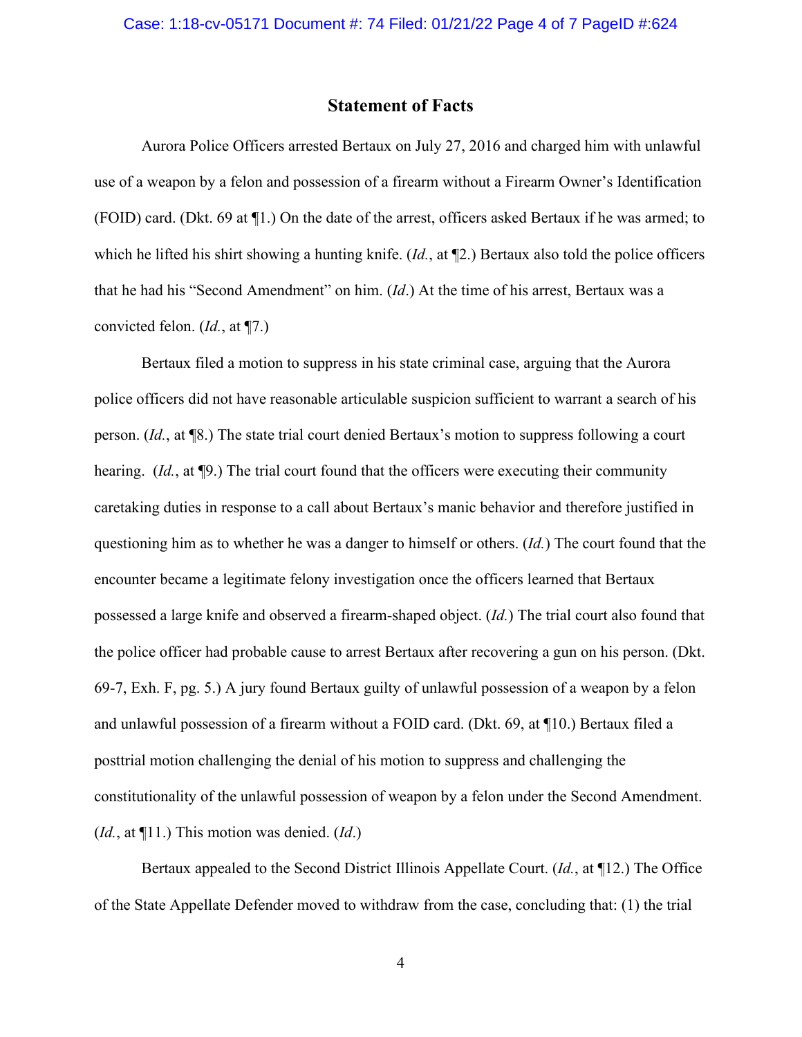## Statement of Facts

Aurora Police Officers arrested Bertaux on July 27, 2016 and charged him with unlawful use of a weapon by a felon and possession of a firearm without a Firearm Owner's Identification (FOID) card. (Dkt. 69 at ¶1.) On the date of the arrest, officers asked Bertaux if he was armed; to which he lifted his shirt showing a hunting knife. (*Id.*, at ¶2.) Bertaux also told the police officers that he had his "Second Amendment" on him. (*Id*.) At the time of his arrest, Bertaux was a convicted felon. (*Id.*, at ¶7.)

Bertaux filed a motion to suppress in his state criminal case, arguing that the Aurora police officers did not have reasonable articulable suspicion sufficient to warrant a search of his person. (*Id.*, at ¶8.) The state trial court denied Bertaux's motion to suppress following a court hearing. (*Id.*, at ¶9.) The trial court found that the officers were executing their community caretaking duties in response to a call about Bertaux's manic behavior and therefore justified in questioning him as to whether he was a danger to himself or others. (*Id.*) The court found that the encounter became a legitimate felony investigation once the officers learned that Bertaux possessed a large knife and observed a firearm-shaped object. (*Id.*) The trial court also found that the police officer had probable cause to arrest Bertaux after recovering a gun on his person. (Dkt. 69-7, Exh. F, pg. 5.) A jury found Bertaux guilty of unlawful possession of a weapon by a felon and unlawful possession of a firearm without a FOID card. (Dkt. 69, at ¶10.) Bertaux filed a posttrial motion challenging the denial of his motion to suppress and challenging the constitutionality of the unlawful possession of weapon by a felon under the Second Amendment. (*Id.*, at ¶11.) This motion was denied. (*Id*.)

Bertaux appealed to the Second District Illinois Appellate Court. (*Id.*, at ¶12.) The Office of the State Appellate Defender moved to withdraw from the case, concluding that: (1) the trial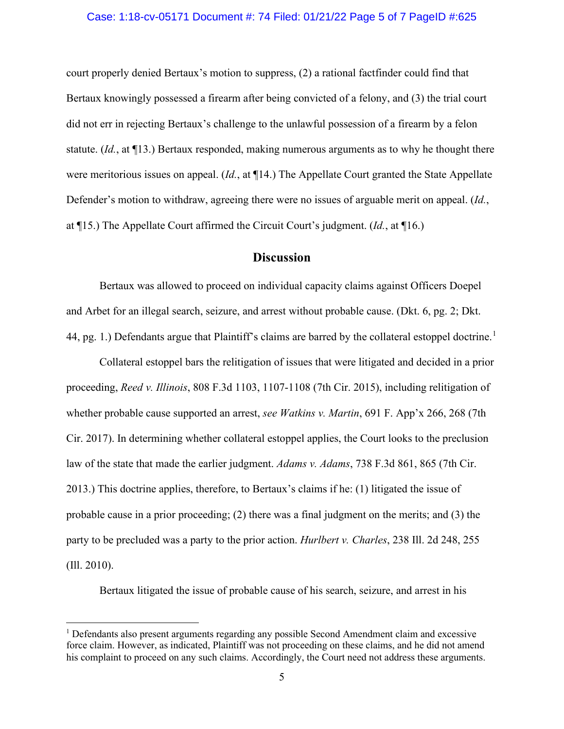court properly denied Bertaux's motion to suppress, (2) a rational factfinder could find that Bertaux knowingly possessed a firearm after being convicted of a felony, and (3) the trial court did not err in rejecting Bertaux's challenge to the unlawful possession of a firearm by a felon statute. (*Id.*, at ¶13.) Bertaux responded, making numerous arguments as to why he thought there were meritorious issues on appeal. (*Id.*, at ¶14.) The Appellate Court granted the State Appellate Defender's motion to withdraw, agreeing there were no issues of arguable merit on appeal. (*Id.*, at ¶15.) The Appellate Court affirmed the Circuit Court's judgment. (*Id.*, at ¶16.)

## Discussion

Bertaux was allowed to proceed on individual capacity claims against Officers Doepel and Arbet for an illegal search, seizure, and arrest without probable cause. (Dkt. 6, pg. 2; Dkt. 44, pg. 1.) Defendants argue that Plaintiff's claims are barred by the collateral estoppel doctrine.[1]

Collateral estoppel bars the relitigation of issues that were litigated and decided in a prior proceeding, *Reed v. Illinois*, 808 F.3d 1103, 1107-1108 (7th Cir. 2015), including relitigation of whether probable cause supported an arrest, *see Watkins v. Martin*, 691 F. App'x 266, 268 (7th Cir. 2017). In determining whether collateral estoppel applies, the Court looks to the preclusion law of the state that made the earlier judgment. *Adams v. Adams*, 738 F.3d 861, 865 (7th Cir. 2013.) This doctrine applies, therefore, to Bertaux's claims if he: (1) litigated the issue of probable cause in a prior proceeding; (2) there was a final judgment on the merits; and (3) the party to be precluded was a party to the prior action. *Hurlbert v. Charles*, 238 Ill. 2d 248, 255 (Ill. 2010).

Bertaux litigated the issue of probable cause of his search, seizure, and arrest in his

[1] Defendants also present arguments regarding any possible Second Amendment claim and excessive force claim. However, as indicated, Plaintiff was not proceeding on these claims, and he did not amend his complaint to proceed on any such claims. Accordingly, the Court need not address these arguments.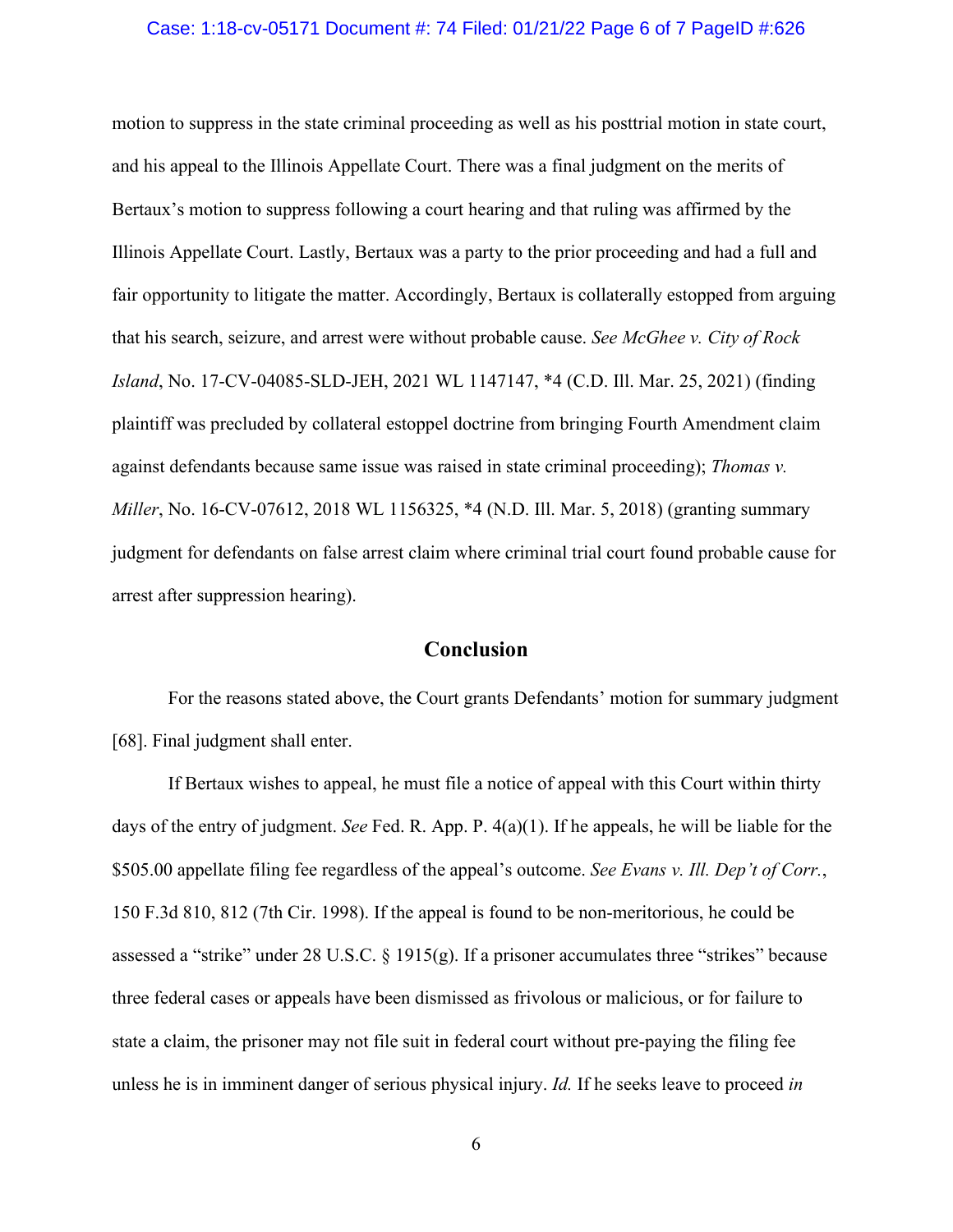motion to suppress in the state criminal proceeding as well as his posttrial motion in state court, and his appeal to the Illinois Appellate Court. There was a final judgment on the merits of Bertaux's motion to suppress following a court hearing and that ruling was affirmed by the Illinois Appellate Court. Lastly, Bertaux was a party to the prior proceeding and had a full and fair opportunity to litigate the matter. Accordingly, Bertaux is collaterally estopped from arguing that his search, seizure, and arrest were without probable cause. *See McGhee v. City of Rock Island*, No. 17-CV-04085-SLD-JEH, 2021 WL 1147147, *4 (C.D. Ill. Mar. 25, 2021) (finding plaintiff was precluded by collateral estoppel doctrine from bringing Fourth Amendment claim against defendants because same issue was raised in state criminal proceeding); *Thomas v. Miller*, No. 16-CV-07612, 2018 WL 1156325, *4 (N.D. Ill. Mar. 5, 2018) (granting summary judgment for defendants on false arrest claim where criminal trial court found probable cause for arrest after suppression hearing).

## Conclusion

For the reasons stated above, the Court grants Defendants' motion for summary judgment [68]. Final judgment shall enter.

If Bertaux wishes to appeal, he must file a notice of appeal with this Court within thirty days of the entry of judgment. *See* Fed. R. App. P. 4(a)(1). If he appeals, he will be liable for the $505.00 appellate filing fee regardless of the appeal's outcome. *See Evans v. Ill. Dep't of Corr.*, 150 F.3d 810, 812 (7th Cir. 1998). If the appeal is found to be non-meritorious, he could be assessed a "strike" under 28 U.S.C. § 1915(g). If a prisoner accumulates three "strikes" because three federal cases or appeals have been dismissed as frivolous or malicious, or for failure to state a claim, the prisoner may not file suit in federal court without pre-paying the filing fee unless he is in imminent danger of serious physical injury. *Id.* If he seeks leave to proceed *in*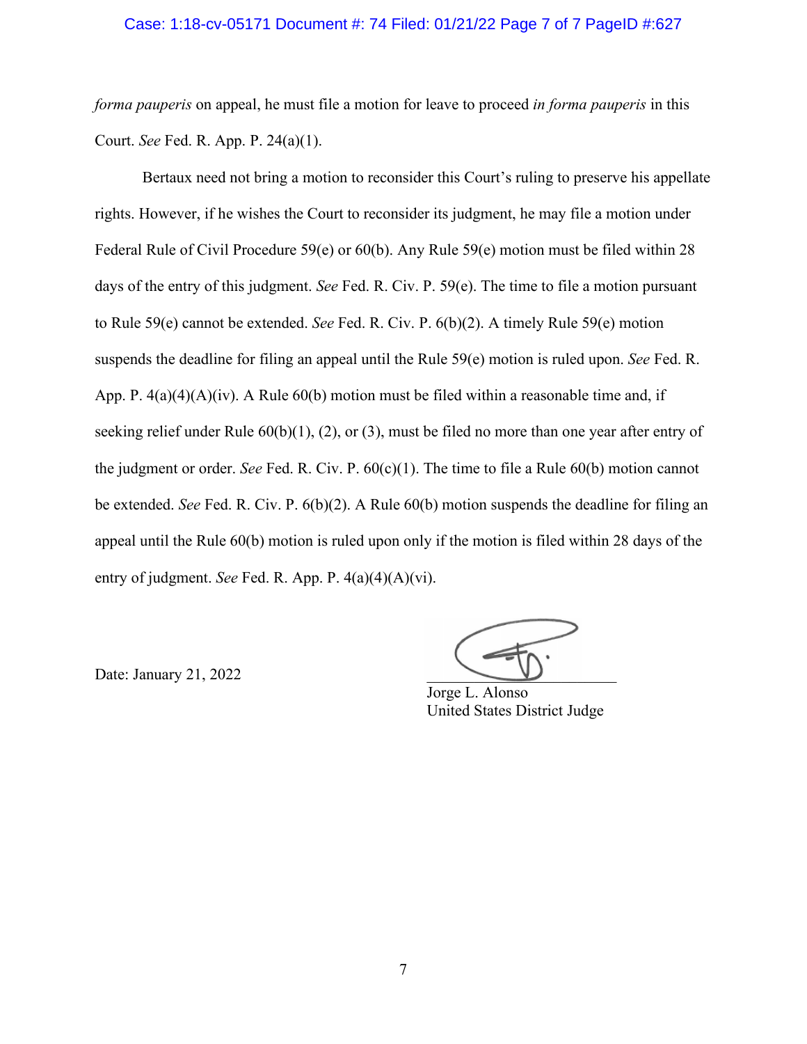*forma pauperis* on appeal, he must file a motion for leave to proceed *in forma pauperis* in this Court. *See* Fed. R. App. P. 24(a)(1).

Bertaux need not bring a motion to reconsider this Court's ruling to preserve his appellate rights. However, if he wishes the Court to reconsider its judgment, he may file a motion under Federal Rule of Civil Procedure 59(e) or 60(b). Any Rule 59(e) motion must be filed within 28 days of the entry of this judgment. *See* Fed. R. Civ. P. 59(e). The time to file a motion pursuant to Rule 59(e) cannot be extended. *See* Fed. R. Civ. P. 6(b)(2). A timely Rule 59(e) motion suspends the deadline for filing an appeal until the Rule 59(e) motion is ruled upon. *See* Fed. R. App. P. 4(a)(4)(A)(iv). A Rule 60(b) motion must be filed within a reasonable time and, if seeking relief under Rule 60(b)(1), (2), or (3), must be filed no more than one year after entry of the judgment or order. *See* Fed. R. Civ. P. 60(c)(1). The time to file a Rule 60(b) motion cannot be extended. *See* Fed. R. Civ. P. 6(b)(2). A Rule 60(b) motion suspends the deadline for filing an appeal until the Rule 60(b) motion is ruled upon only if the motion is filed within 28 days of the entry of judgment. *See* Fed. R. App. P. 4(a)(4)(A)(vi).

Date: January 21, 2022

Jorge L. Alonso
United States District Judge